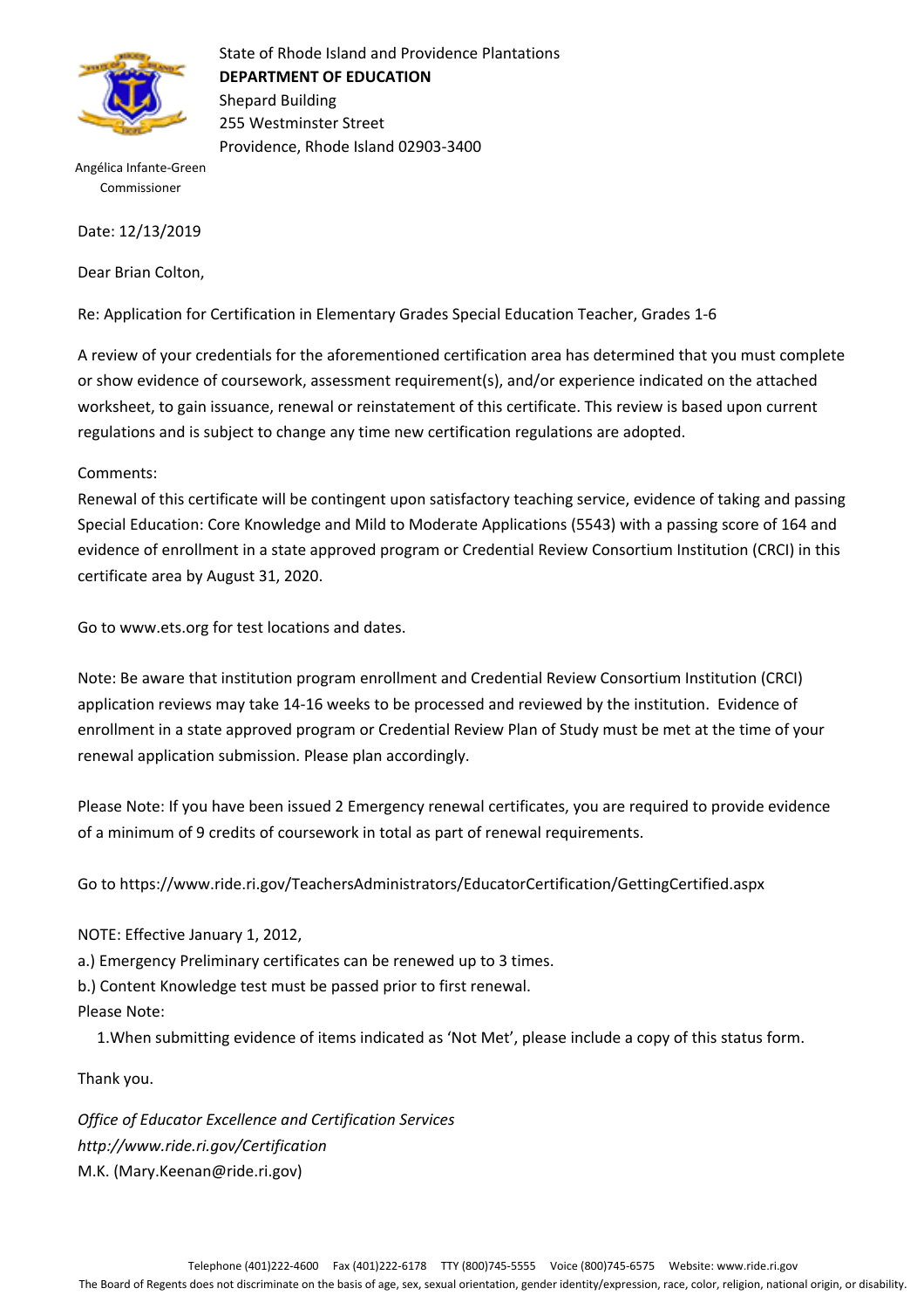State of Rhode Island and Providence Plantations
**DEPARTMENT OF EDUCATION**
Shepard Building
255 Westminster Street
Providence, Rhode Island 02903-3400

Angélica Infante-Green
Commissioner

Date: 12/13/2019

Dear Brian Colton,

Re: Application for Certification in Elementary Grades Special Education Teacher, Grades 1-6

A review of your credentials for the aforementioned certification area has determined that you must complete or show evidence of coursework, assessment requirement(s), and/or experience indicated on the attached worksheet, to gain issuance, renewal or reinstatement of this certificate. This review is based upon current regulations and is subject to change any time new certification regulations are adopted.

Comments:
Renewal of this certificate will be contingent upon satisfactory teaching service, evidence of taking and passing Special Education: Core Knowledge and Mild to Moderate Applications (5543) with a passing score of 164 and evidence of enrollment in a state approved program or Credential Review Consortium Institution (CRCI) in this certificate area by August 31, 2020.

Go to www.ets.org for test locations and dates.

Note: Be aware that institution program enrollment and Credential Review Consortium Institution (CRCI) application reviews may take 14-16 weeks to be processed and reviewed by the institution. Evidence of enrollment in a state approved program or Credential Review Plan of Study must be met at the time of your renewal application submission. Please plan accordingly.

Please Note: If you have been issued 2 Emergency renewal certificates, you are required to provide evidence of a minimum of 9 credits of coursework in total as part of renewal requirements.

Go to https://www.ride.ri.gov/TeachersAdministrators/EducatorCertification/GettingCertified.aspx

NOTE: Effective January 1, 2012,
a.) Emergency Preliminary certificates can be renewed up to 3 times.
b.) Content Knowledge test must be passed prior to first renewal.
Please Note:

1. When submitting evidence of items indicated as 'Not Met', please include a copy of this status form.

Thank you.

*Office of Educator Excellence and Certification Services*
*http://www.ride.ri.gov/Certification*
M.K. (Mary.Keenan@ride.ri.gov)

Telephone (401)222-4600 Fax (401)222-6178 TTY (800)745-5555 Voice (800)745-6575 Website: www.ride.ri.gov
The Board of Regents does not discriminate on the basis of age, sex, sexual orientation, gender identity/expression, race, color, religion, national origin, or disability.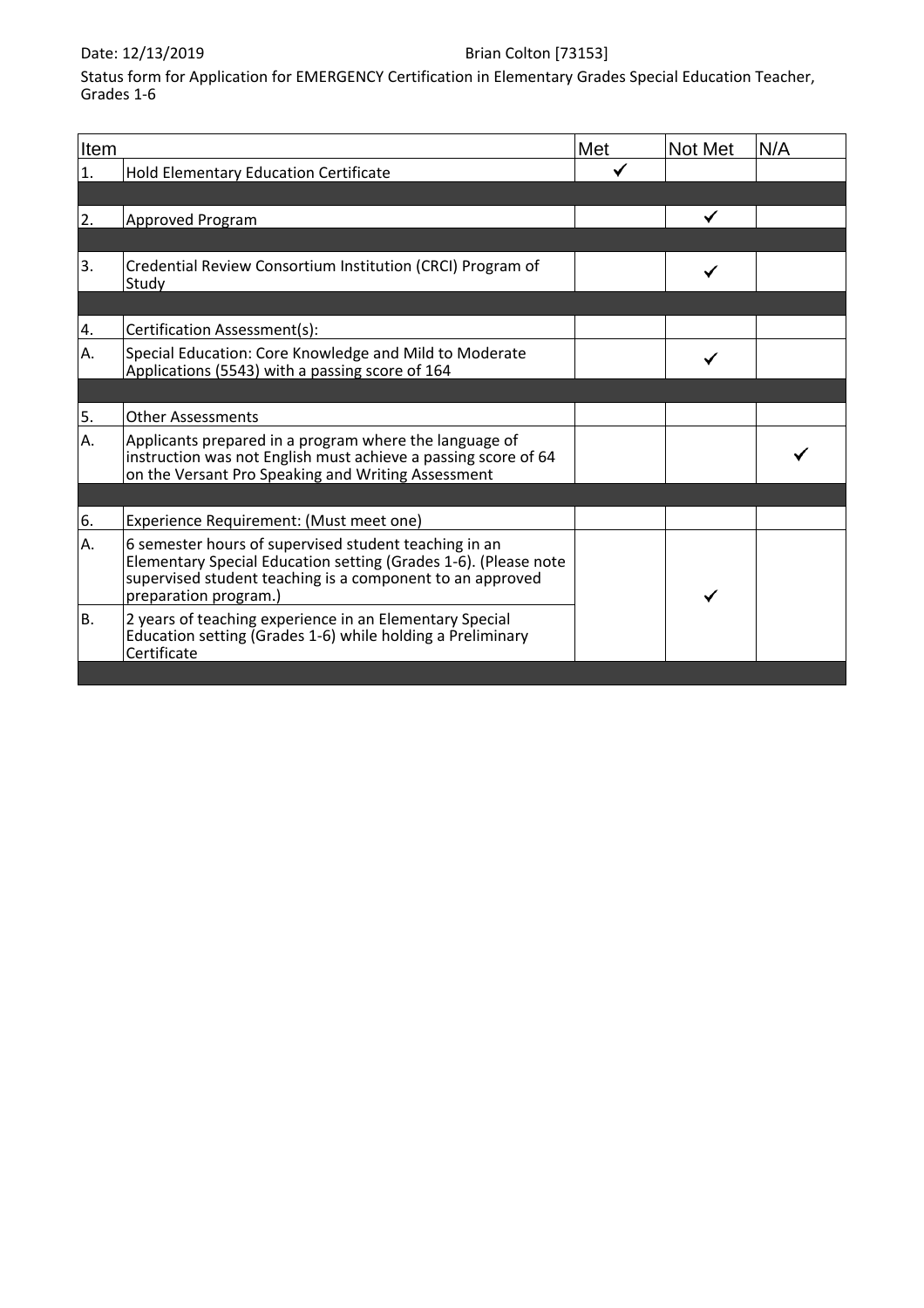Date: 12/13/2019 Brian Colton [73153]

Status form for Application for EMERGENCY Certification in Elementary Grades Special Education Teacher, Grades 1-6

| Item | | Met | Not Met | N/A |
|---|---|---|---|---|
| 1. | Hold Elementary Education Certificate | ✓ | | |
| | | | | |
| 2. | Approved Program | | ✓ | |
| | | | | |
| 3. | Credential Review Consortium Institution (CRCI) Program of Study | | ✓ | |
| | | | | |
| 4. | Certification Assessment(s): | | | |
| A. | Special Education: Core Knowledge and Mild to Moderate Applications (5543) with a passing score of 164 | | ✓ | |
| | | | | |
| 5. | Other Assessments | | | |
| A. | Applicants prepared in a program where the language of instruction was not English must achieve a passing score of 64 on the Versant Pro Speaking and Writing Assessment | | | ✓ |
| | | | | |
| 6. | Experience Requirement: (Must meet one) | | | |
| A. | 6 semester hours of supervised student teaching in an Elementary Special Education setting (Grades 1-6). (Please note supervised student teaching is a component to an approved preparation program.) | | ✓ | |
| B. | 2 years of teaching experience in an Elementary Special Education setting (Grades 1-6) while holding a Preliminary Certificate | | | |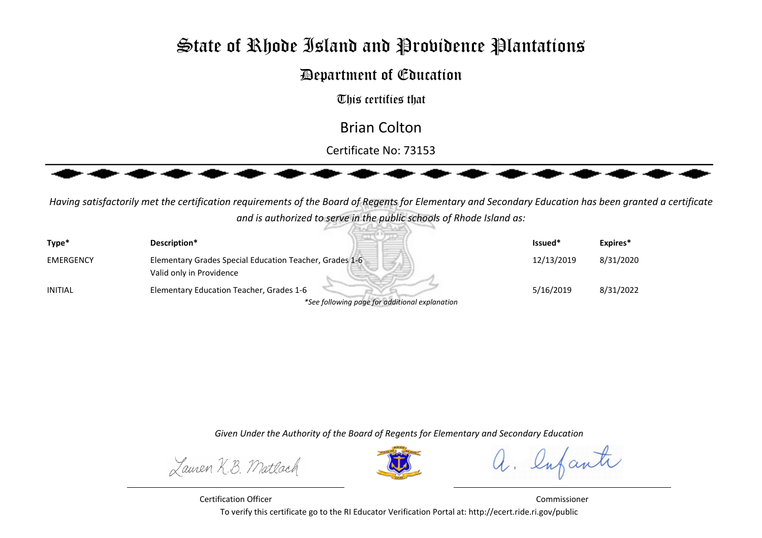# State of Rhode Island and Providence Plantations

## Department of Education

This certifies that

## Brian Colton

Certificate No: 73153

*Having satisfactorily met the certification requirements of the Board of Regents for Elementary and Secondary Education has been granted a certificate and is authorized to serve in the public schools of Rhode Island as:*

| Type* | Description* | Issued* | Expires* |
|---|---|---|---|
| EMERGENCY | Elementary Grades Special Education Teacher, Grades 1-6<br>Valid only in Providence | 12/13/2019 | 8/31/2020 |
| INITIAL | Elementary Education Teacher, Grades 1-6 | 5/16/2019 | 8/31/2022 |

*\*See following page for additional explanation*

*Given Under the Authority of the Board of Regents for Elementary and Secondary Education*

Lauren K.B. Matlach — Certification Officer

A. Infante — Commissioner

To verify this certificate go to the RI Educator Verification Portal at: http://ecert.ride.ri.gov/public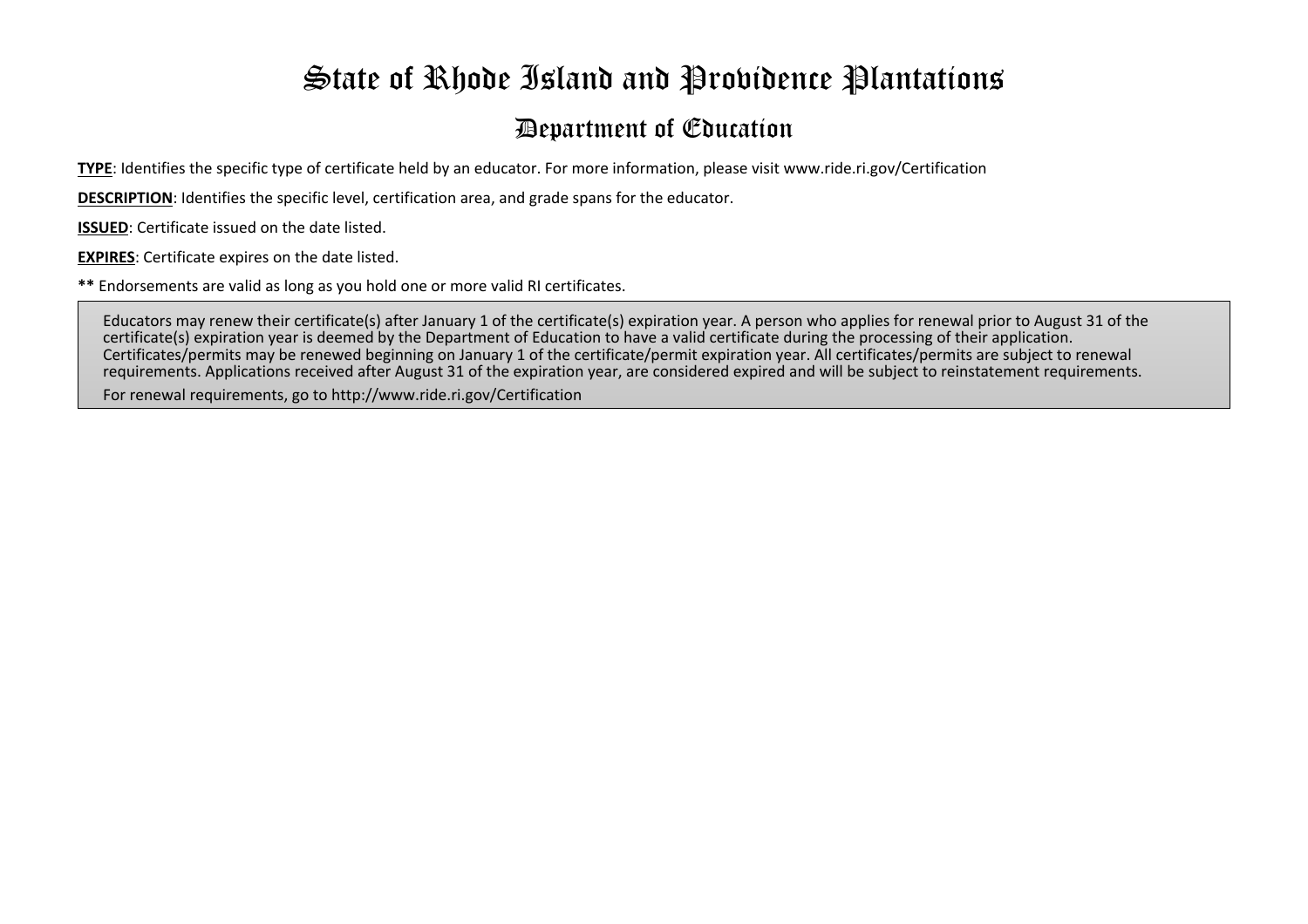# State of Rhode Island and Providence Plantations

## Department of Education

**TYPE**: Identifies the specific type of certificate held by an educator. For more information, please visit www.ride.ri.gov/Certification

**DESCRIPTION**: Identifies the specific level, certification area, and grade spans for the educator.

**ISSUED**: Certificate issued on the date listed.

**EXPIRES**: Certificate expires on the date listed.

**\*\*** Endorsements are valid as long as you hold one or more valid RI certificates.

Educators may renew their certificate(s) after January 1 of the certificate(s) expiration year. A person who applies for renewal prior to August 31 of the certificate(s) expiration year is deemed by the Department of Education to have a valid certificate during the processing of their application. Certificates/permits may be renewed beginning on January 1 of the certificate/permit expiration year. All certificates/permits are subject to renewal requirements. Applications received after August 31 of the expiration year, are considered expired and will be subject to reinstatement requirements.

For renewal requirements, go to http://www.ride.ri.gov/Certification